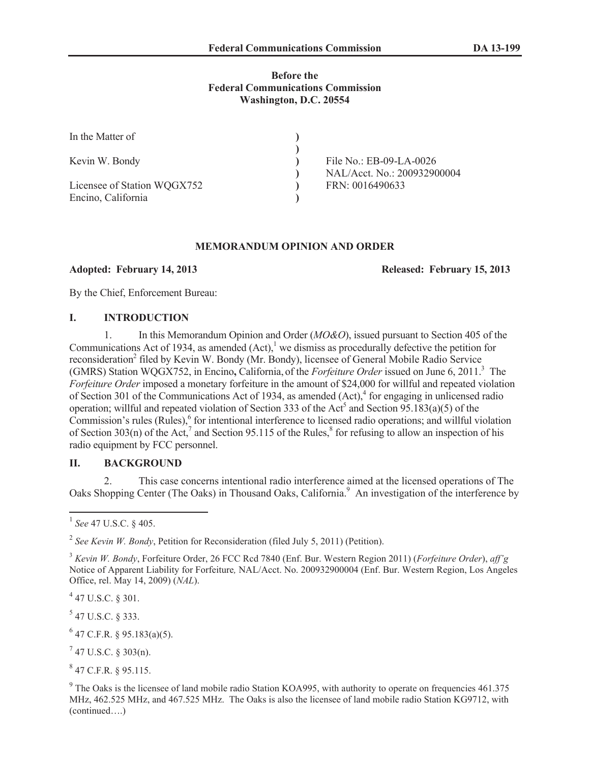**Before the**
**Federal Communications Commission**
**Washington, D.C. 20554**

| | | |
|---|---|---|
| In the Matter of | ) | |
| | ) | |
| Kevin W. Bondy | ) | File No.: EB-09-LA-0026 |
| | ) | NAL/Acct. No.: 200932900004 |
| Licensee of Station WQGX752 | ) | FRN: 0016490633 |
| Encino, California | ) | |

## MEMORANDUM OPINION AND ORDER

**Adopted: February 14, 2013** **Released: February 15, 2013**

By the Chief, Enforcement Bureau:

## I. INTRODUCTION

1. In this Memorandum Opinion and Order (*MO&O*), issued pursuant to Section 405 of the Communications Act of 1934, as amended (Act),[1] we dismiss as procedurally defective the petition for reconsideration[2] filed by Kevin W. Bondy (Mr. Bondy), licensee of General Mobile Radio Service (GMRS) Station WQGX752, in Encino**,** California, of the *Forfeiture Order* issued on June 6, 2011.[3] The *Forfeiture Order* imposed a monetary forfeiture in the amount of $24,000 for willful and repeated violation of Section 301 of the Communications Act of 1934, as amended (Act),[4] for engaging in unlicensed radio operation; willful and repeated violation of Section 333 of the Act[5] and Section 95.183(a)(5) of the Commission's rules (Rules),[6] for intentional interference to licensed radio operations; and willful violation of Section 303(n) of the Act,[7] and Section 95.115 of the Rules,[8] for refusing to allow an inspection of his radio equipment by FCC personnel.

## II. BACKGROUND

2. This case concerns intentional radio interference aimed at the licensed operations of The Oaks Shopping Center (The Oaks) in Thousand Oaks, California.[9] An investigation of the interference by

---

[1] *See* 47 U.S.C. § 405.

[2] *See Kevin W. Bondy*, Petition for Reconsideration (filed July 5, 2011) (Petition).

[3] *Kevin W. Bondy*, Forfeiture Order, 26 FCC Rcd 7840 (Enf. Bur. Western Region 2011) (*Forfeiture Order*), *aff'g* Notice of Apparent Liability for Forfeiture*,* NAL/Acct. No. 200932900004 (Enf. Bur. Western Region, Los Angeles Office, rel. May 14, 2009) (*NAL*).

[4] 47 U.S.C. § 301.

[5] 47 U.S.C. § 333.

[6] 47 C.F.R. § 95.183(a)(5).

[7] 47 U.S.C. § 303(n).

[8] 47 C.F.R. § 95.115.

[9] The Oaks is the licensee of land mobile radio Station KOA995, with authority to operate on frequencies 461.375 MHz, 462.525 MHz, and 467.525 MHz. The Oaks is also the licensee of land mobile radio Station KG9712, with (continued….)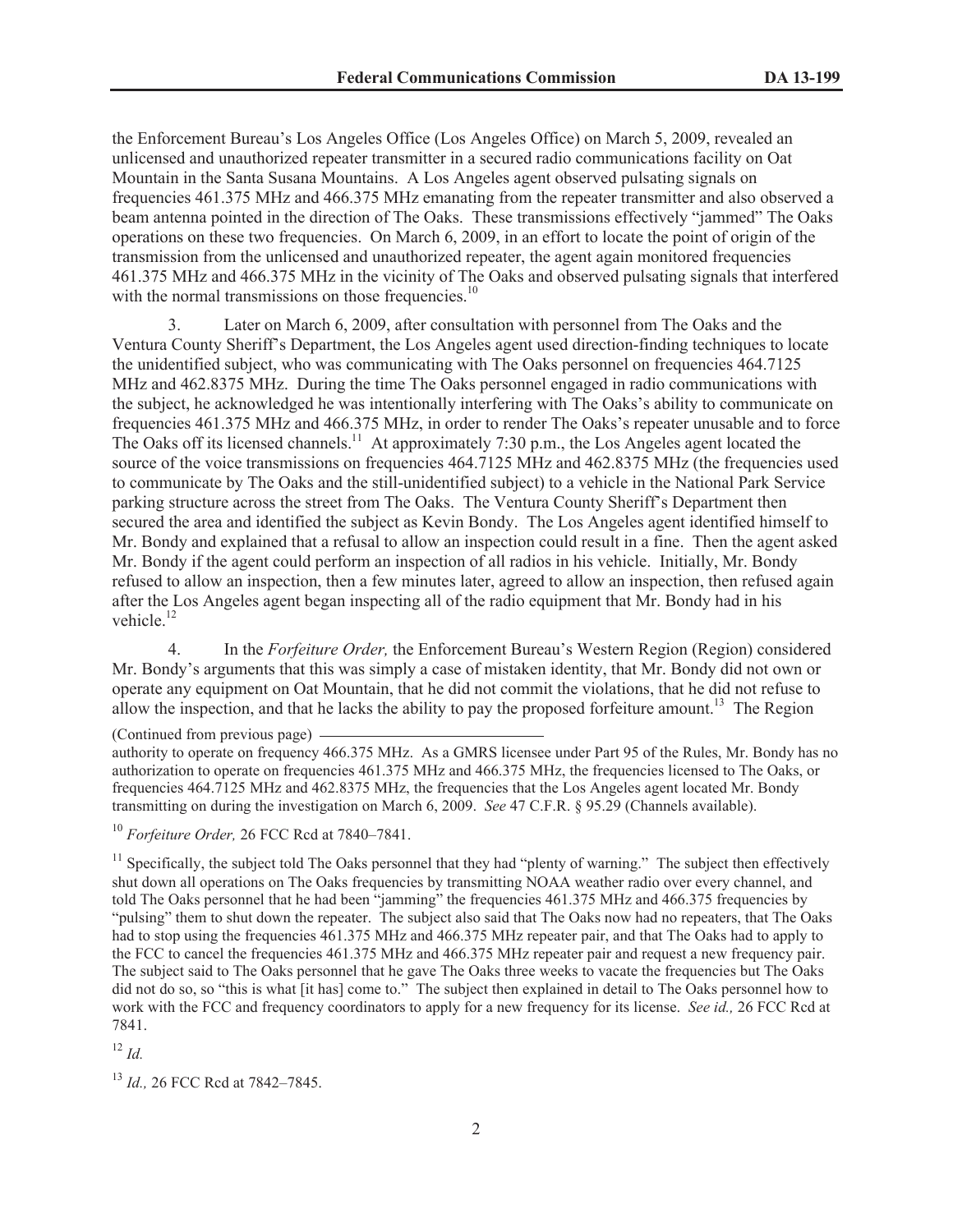the Enforcement Bureau's Los Angeles Office (Los Angeles Office) on March 5, 2009, revealed an unlicensed and unauthorized repeater transmitter in a secured radio communications facility on Oat Mountain in the Santa Susana Mountains. A Los Angeles agent observed pulsating signals on frequencies 461.375 MHz and 466.375 MHz emanating from the repeater transmitter and also observed a beam antenna pointed in the direction of The Oaks. These transmissions effectively "jammed" The Oaks operations on these two frequencies. On March 6, 2009, in an effort to locate the point of origin of the transmission from the unlicensed and unauthorized repeater, the agent again monitored frequencies 461.375 MHz and 466.375 MHz in the vicinity of The Oaks and observed pulsating signals that interfered with the normal transmissions on those frequencies.[10]

3. Later on March 6, 2009, after consultation with personnel from The Oaks and the Ventura County Sheriff's Department, the Los Angeles agent used direction-finding techniques to locate the unidentified subject, who was communicating with The Oaks personnel on frequencies 464.7125 MHz and 462.8375 MHz. During the time The Oaks personnel engaged in radio communications with the subject, he acknowledged he was intentionally interfering with The Oaks's ability to communicate on frequencies 461.375 MHz and 466.375 MHz, in order to render The Oaks's repeater unusable and to force The Oaks off its licensed channels.[11] At approximately 7:30 p.m., the Los Angeles agent located the source of the voice transmissions on frequencies 464.7125 MHz and 462.8375 MHz (the frequencies used to communicate by The Oaks and the still-unidentified subject) to a vehicle in the National Park Service parking structure across the street from The Oaks. The Ventura County Sheriff's Department then secured the area and identified the subject as Kevin Bondy. The Los Angeles agent identified himself to Mr. Bondy and explained that a refusal to allow an inspection could result in a fine. Then the agent asked Mr. Bondy if the agent could perform an inspection of all radios in his vehicle. Initially, Mr. Bondy refused to allow an inspection, then a few minutes later, agreed to allow an inspection, then refused again after the Los Angeles agent began inspecting all of the radio equipment that Mr. Bondy had in his vehicle.[12]

4. In the *Forfeiture Order,* the Enforcement Bureau's Western Region (Region) considered Mr. Bondy's arguments that this was simply a case of mistaken identity, that Mr. Bondy did not own or operate any equipment on Oat Mountain, that he did not commit the violations, that he did not refuse to allow the inspection, and that he lacks the ability to pay the proposed forfeiture amount.[13] The Region

(Continued from previous page)

authority to operate on frequency 466.375 MHz. As a GMRS licensee under Part 95 of the Rules, Mr. Bondy has no authorization to operate on frequencies 461.375 MHz and 466.375 MHz, the frequencies licensed to The Oaks, or frequencies 464.7125 MHz and 462.8375 MHz, the frequencies that the Los Angeles agent located Mr. Bondy transmitting on during the investigation on March 6, 2009. *See* 47 C.F.R. § 95.29 (Channels available).

[10] *Forfeiture Order,* 26 FCC Rcd at 7840–7841.

[11] Specifically, the subject told The Oaks personnel that they had "plenty of warning." The subject then effectively shut down all operations on The Oaks frequencies by transmitting NOAA weather radio over every channel, and told The Oaks personnel that he had been "jamming" the frequencies 461.375 MHz and 466.375 frequencies by "pulsing" them to shut down the repeater. The subject also said that The Oaks now had no repeaters, that The Oaks had to stop using the frequencies 461.375 MHz and 466.375 MHz repeater pair, and that The Oaks had to apply to the FCC to cancel the frequencies 461.375 MHz and 466.375 MHz repeater pair and request a new frequency pair. The subject said to The Oaks personnel that he gave The Oaks three weeks to vacate the frequencies but The Oaks did not do so, so "this is what [it has] come to." The subject then explained in detail to The Oaks personnel how to work with the FCC and frequency coordinators to apply for a new frequency for its license. *See id.,* 26 FCC Rcd at 7841.

[12] *Id.*

[13] *Id.,* 26 FCC Rcd at 7842–7845.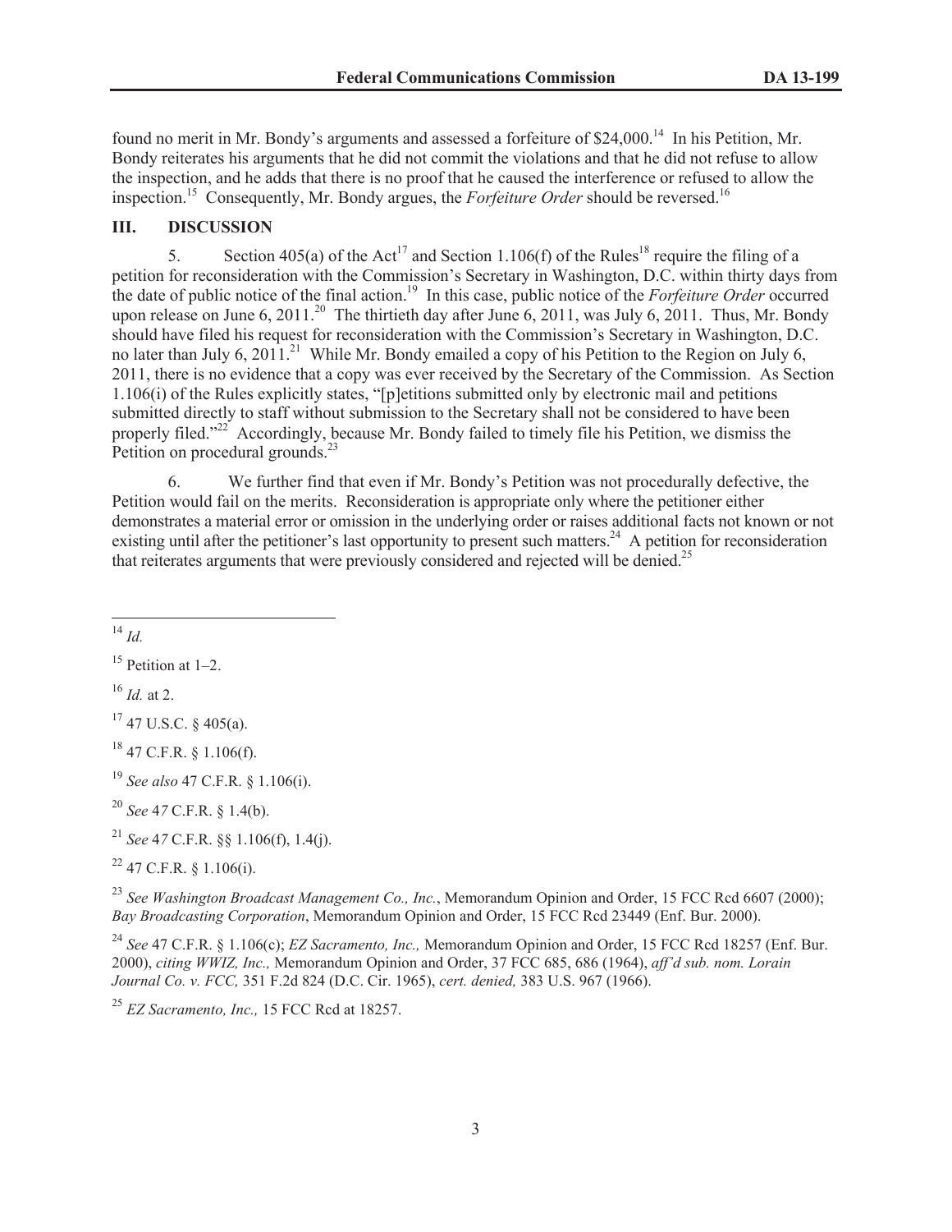found no merit in Mr. Bondy's arguments and assessed a forfeiture of $24,000.[14] In his Petition, Mr. Bondy reiterates his arguments that he did not commit the violations and that he did not refuse to allow the inspection, and he adds that there is no proof that he caused the interference or refused to allow the inspection.[15] Consequently, Mr. Bondy argues, the *Forfeiture Order* should be reversed.[16]

## III. DISCUSSION

5. Section 405(a) of the Act[17] and Section 1.106(f) of the Rules[18] require the filing of a petition for reconsideration with the Commission's Secretary in Washington, D.C. within thirty days from the date of public notice of the final action.[19] In this case, public notice of the *Forfeiture Order* occurred upon release on June 6, 2011.[20] The thirtieth day after June 6, 2011, was July 6, 2011. Thus, Mr. Bondy should have filed his request for reconsideration with the Commission's Secretary in Washington, D.C. no later than July 6, 2011.[21] While Mr. Bondy emailed a copy of his Petition to the Region on July 6, 2011, there is no evidence that a copy was ever received by the Secretary of the Commission. As Section 1.106(i) of the Rules explicitly states, "[p]etitions submitted only by electronic mail and petitions submitted directly to staff without submission to the Secretary shall not be considered to have been properly filed."[22] Accordingly, because Mr. Bondy failed to timely file his Petition, we dismiss the Petition on procedural grounds.[23]

6. We further find that even if Mr. Bondy's Petition was not procedurally defective, the Petition would fail on the merits. Reconsideration is appropriate only where the petitioner either demonstrates a material error or omission in the underlying order or raises additional facts not known or not existing until after the petitioner's last opportunity to present such matters.[24] A petition for reconsideration that reiterates arguments that were previously considered and rejected will be denied.[25]

---

[14] *Id.*

[15] Petition at 1–2.

[16] *Id.* at 2.

[17] 47 U.S.C. § 405(a).

[18] 47 C.F.R. § 1.106(f).

[19] *See also* 47 C.F.R. § 1.106(i).

[20] *See* 47 C.F.R. § 1.4(b).

[21] *See* 47 C.F.R. §§ 1.106(f), 1.4(j).

[22] 47 C.F.R. § 1.106(i).

[23] *See Washington Broadcast Management Co., Inc.*, Memorandum Opinion and Order, 15 FCC Rcd 6607 (2000); *Bay Broadcasting Corporation*, Memorandum Opinion and Order, 15 FCC Rcd 23449 (Enf. Bur. 2000).

[24] *See* 47 C.F.R. § 1.106(c); *EZ Sacramento, Inc.,* Memorandum Opinion and Order, 15 FCC Rcd 18257 (Enf. Bur. 2000), *citing WWIZ, Inc.,* Memorandum Opinion and Order, 37 FCC 685, 686 (1964), *aff'd sub. nom. Lorain Journal Co. v. FCC,* 351 F.2d 824 (D.C. Cir. 1965), *cert. denied,* 383 U.S. 967 (1966).

[25] *EZ Sacramento, Inc.,* 15 FCC Rcd at 18257.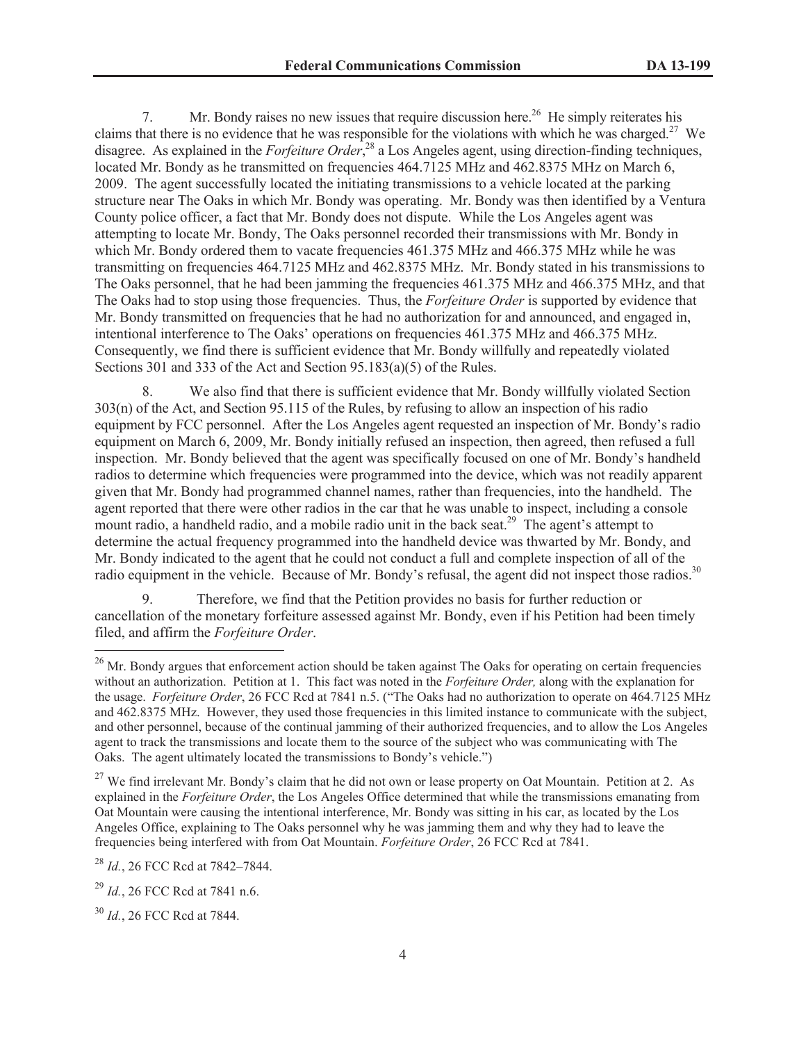7. Mr. Bondy raises no new issues that require discussion here.[26] He simply reiterates his claims that there is no evidence that he was responsible for the violations with which he was charged.[27] We disagree. As explained in the *Forfeiture Order*,[28] a Los Angeles agent, using direction-finding techniques, located Mr. Bondy as he transmitted on frequencies 464.7125 MHz and 462.8375 MHz on March 6, 2009. The agent successfully located the initiating transmissions to a vehicle located at the parking structure near The Oaks in which Mr. Bondy was operating. Mr. Bondy was then identified by a Ventura County police officer, a fact that Mr. Bondy does not dispute. While the Los Angeles agent was attempting to locate Mr. Bondy, The Oaks personnel recorded their transmissions with Mr. Bondy in which Mr. Bondy ordered them to vacate frequencies 461.375 MHz and 466.375 MHz while he was transmitting on frequencies 464.7125 MHz and 462.8375 MHz. Mr. Bondy stated in his transmissions to The Oaks personnel, that he had been jamming the frequencies 461.375 MHz and 466.375 MHz, and that The Oaks had to stop using those frequencies. Thus, the *Forfeiture Order* is supported by evidence that Mr. Bondy transmitted on frequencies that he had no authorization for and announced, and engaged in, intentional interference to The Oaks' operations on frequencies 461.375 MHz and 466.375 MHz. Consequently, we find there is sufficient evidence that Mr. Bondy willfully and repeatedly violated Sections 301 and 333 of the Act and Section 95.183(a)(5) of the Rules.

8. We also find that there is sufficient evidence that Mr. Bondy willfully violated Section 303(n) of the Act, and Section 95.115 of the Rules, by refusing to allow an inspection of his radio equipment by FCC personnel. After the Los Angeles agent requested an inspection of Mr. Bondy's radio equipment on March 6, 2009, Mr. Bondy initially refused an inspection, then agreed, then refused a full inspection. Mr. Bondy believed that the agent was specifically focused on one of Mr. Bondy's handheld radios to determine which frequencies were programmed into the device, which was not readily apparent given that Mr. Bondy had programmed channel names, rather than frequencies, into the handheld. The agent reported that there were other radios in the car that he was unable to inspect, including a console mount radio, a handheld radio, and a mobile radio unit in the back seat.[29] The agent's attempt to determine the actual frequency programmed into the handheld device was thwarted by Mr. Bondy, and Mr. Bondy indicated to the agent that he could not conduct a full and complete inspection of all of the radio equipment in the vehicle. Because of Mr. Bondy's refusal, the agent did not inspect those radios.[30]

9. Therefore, we find that the Petition provides no basis for further reduction or cancellation of the monetary forfeiture assessed against Mr. Bondy, even if his Petition had been timely filed, and affirm the *Forfeiture Order*.

---

[26] Mr. Bondy argues that enforcement action should be taken against The Oaks for operating on certain frequencies without an authorization. Petition at 1. This fact was noted in the *Forfeiture Order,* along with the explanation for the usage. *Forfeiture Order*, 26 FCC Rcd at 7841 n.5. ("The Oaks had no authorization to operate on 464.7125 MHz and 462.8375 MHz. However, they used those frequencies in this limited instance to communicate with the subject, and other personnel, because of the continual jamming of their authorized frequencies, and to allow the Los Angeles agent to track the transmissions and locate them to the source of the subject who was communicating with The Oaks. The agent ultimately located the transmissions to Bondy's vehicle.")

[27] We find irrelevant Mr. Bondy's claim that he did not own or lease property on Oat Mountain. Petition at 2. As explained in the *Forfeiture Order*, the Los Angeles Office determined that while the transmissions emanating from Oat Mountain were causing the intentional interference, Mr. Bondy was sitting in his car, as located by the Los Angeles Office, explaining to The Oaks personnel why he was jamming them and why they had to leave the frequencies being interfered with from Oat Mountain. *Forfeiture Order*, 26 FCC Rcd at 7841.

[28] *Id.*, 26 FCC Rcd at 7842–7844.

[29] *Id.*, 26 FCC Rcd at 7841 n.6.

[30] *Id.*, 26 FCC Rcd at 7844.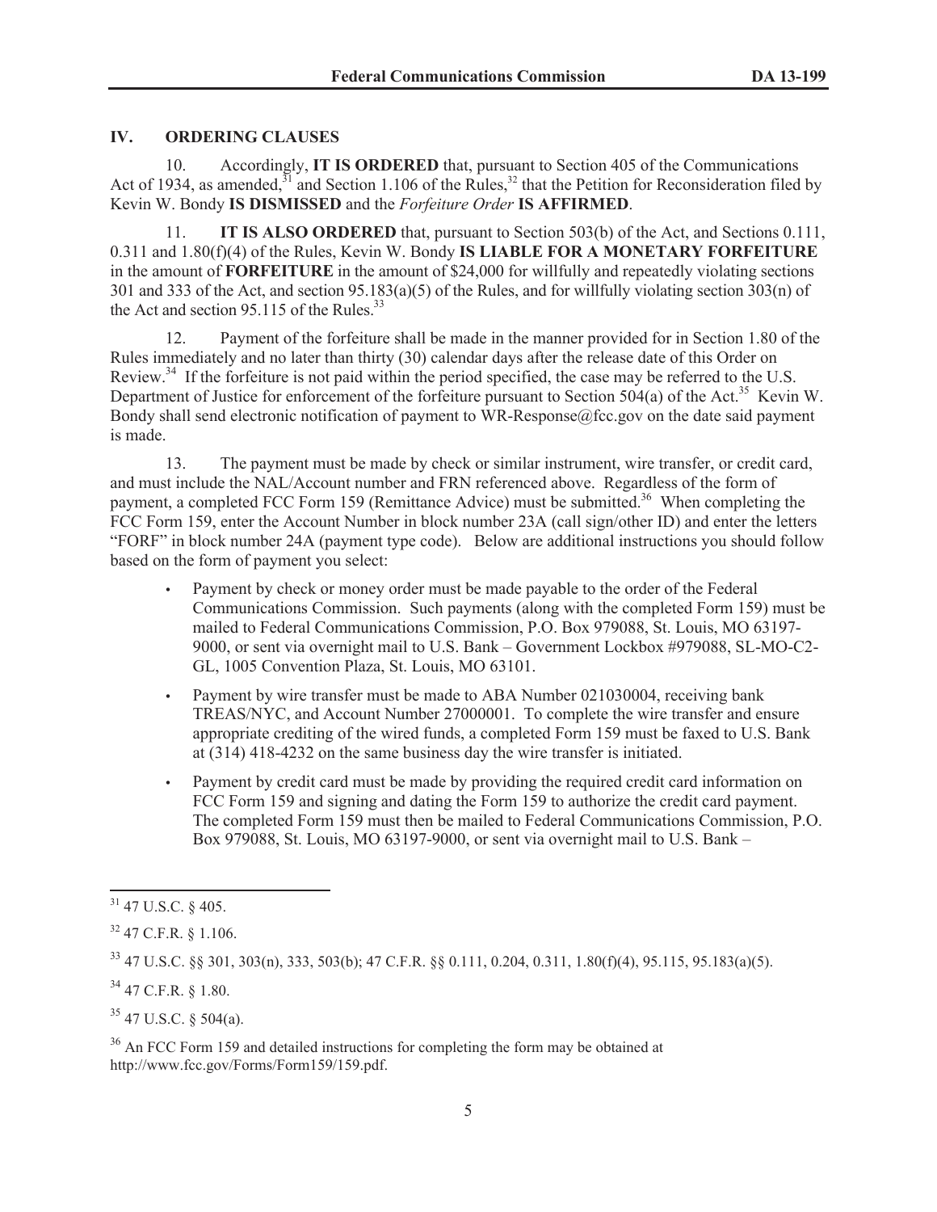## IV. ORDERING CLAUSES

10. Accordingly, **IT IS ORDERED** that, pursuant to Section 405 of the Communications Act of 1934, as amended,[31] and Section 1.106 of the Rules,[32] that the Petition for Reconsideration filed by Kevin W. Bondy **IS DISMISSED** and the *Forfeiture Order* **IS AFFIRMED**.

11. **IT IS ALSO ORDERED** that, pursuant to Section 503(b) of the Act, and Sections 0.111, 0.311 and 1.80(f)(4) of the Rules, Kevin W. Bondy **IS LIABLE FOR A MONETARY FORFEITURE** in the amount of **FORFEITURE** in the amount of $24,000 for willfully and repeatedly violating sections 301 and 333 of the Act, and section 95.183(a)(5) of the Rules, and for willfully violating section 303(n) of the Act and section 95.115 of the Rules.[33]

12. Payment of the forfeiture shall be made in the manner provided for in Section 1.80 of the Rules immediately and no later than thirty (30) calendar days after the release date of this Order on Review.[34] If the forfeiture is not paid within the period specified, the case may be referred to the U.S. Department of Justice for enforcement of the forfeiture pursuant to Section 504(a) of the Act.[35] Kevin W. Bondy shall send electronic notification of payment to WR-Response@fcc.gov on the date said payment is made.

13. The payment must be made by check or similar instrument, wire transfer, or credit card, and must include the NAL/Account number and FRN referenced above. Regardless of the form of payment, a completed FCC Form 159 (Remittance Advice) must be submitted.[36] When completing the FCC Form 159, enter the Account Number in block number 23A (call sign/other ID) and enter the letters "FORF" in block number 24A (payment type code). Below are additional instructions you should follow based on the form of payment you select:

- Payment by check or money order must be made payable to the order of the Federal Communications Commission. Such payments (along with the completed Form 159) must be mailed to Federal Communications Commission, P.O. Box 979088, St. Louis, MO 63197-9000, or sent via overnight mail to U.S. Bank – Government Lockbox #979088, SL-MO-C2-GL, 1005 Convention Plaza, St. Louis, MO 63101.
- Payment by wire transfer must be made to ABA Number 021030004, receiving bank TREAS/NYC, and Account Number 27000001. To complete the wire transfer and ensure appropriate crediting of the wired funds, a completed Form 159 must be faxed to U.S. Bank at (314) 418-4232 on the same business day the wire transfer is initiated.
- Payment by credit card must be made by providing the required credit card information on FCC Form 159 and signing and dating the Form 159 to authorize the credit card payment. The completed Form 159 must then be mailed to Federal Communications Commission, P.O. Box 979088, St. Louis, MO 63197-9000, or sent via overnight mail to U.S. Bank –

---

[31] 47 U.S.C. § 405.

[32] 47 C.F.R. § 1.106.

[33] 47 U.S.C. §§ 301, 303(n), 333, 503(b); 47 C.F.R. §§ 0.111, 0.204, 0.311, 1.80(f)(4), 95.115, 95.183(a)(5).

[34] 47 C.F.R. § 1.80.

[35] 47 U.S.C. § 504(a).

[36] An FCC Form 159 and detailed instructions for completing the form may be obtained at http://www.fcc.gov/Forms/Form159/159.pdf.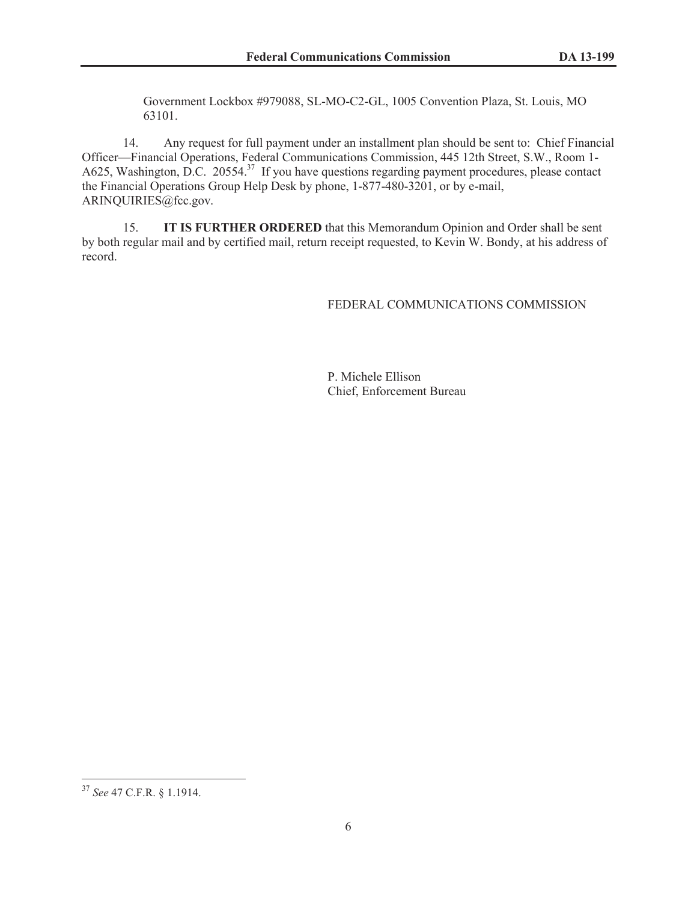Government Lockbox #979088, SL-MO-C2-GL, 1005 Convention Plaza, St. Louis, MO 63101.

14. Any request for full payment under an installment plan should be sent to: Chief Financial Officer—Financial Operations, Federal Communications Commission, 445 12th Street, S.W., Room 1-A625, Washington, D.C. 20554.[37] If you have questions regarding payment procedures, please contact the Financial Operations Group Help Desk by phone, 1-877-480-3201, or by e-mail, ARINQUIRIES@fcc.gov.

15. **IT IS FURTHER ORDERED** that this Memorandum Opinion and Order shall be sent by both regular mail and by certified mail, return receipt requested, to Kevin W. Bondy, at his address of record.

FEDERAL COMMUNICATIONS COMMISSION

P. Michele Ellison
Chief, Enforcement Bureau

---

[37] *See* 47 C.F.R. § 1.1914.